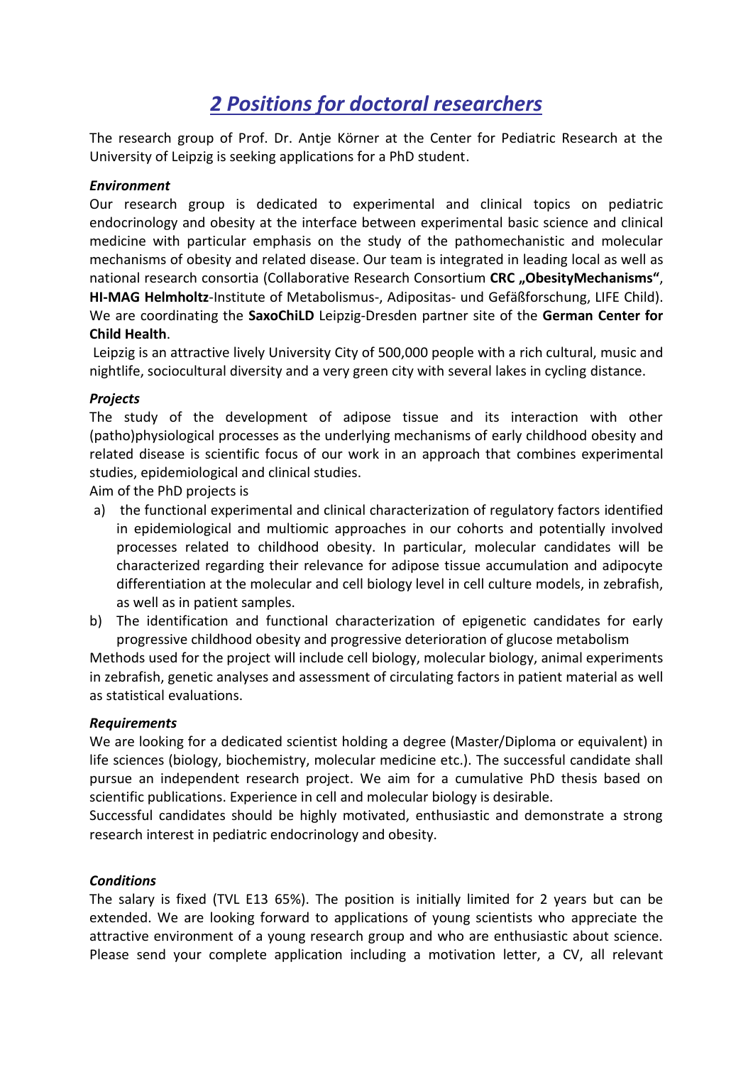# *2 Positions for doctoral researchers*

The research group of Prof. Dr. Antje Körner at the Center for Pediatric Research at the University of Leipzig is seeking applications for a PhD student.

### *Environment*

Our research group is dedicated to experimental and clinical topics on pediatric endocrinology and obesity at the interface between experimental basic science and clinical medicine with particular emphasis on the study of the pathomechanistic and molecular mechanisms of obesity and related disease. Our team is integrated in leading local as well as national research consortia (Collaborative Research Consortium **CRC „ObesityMechanisms“**, **HI-MAG Helmholtz**-Institute of Metabolismus-, Adipositas- und Gefäßforschung, LIFE Child). We are coordinating the **SaxoChiLD** Leipzig-Dresden partner site of the **German Center for Child Health**.

Leipzig is an attractive lively University City of 500,000 people with a rich cultural, music and nightlife, sociocultural diversity and a very green city with several lakes in cycling distance.

### *Projects*

The study of the development of adipose tissue and its interaction with other (patho)physiological processes as the underlying mechanisms of early childhood obesity and related disease is scientific focus of our work in an approach that combines experimental studies, epidemiological and clinical studies.

Aim of the PhD projects is

a) the functional experimental and clinical characterization of regulatory factors identified in epidemiological and multiomic approaches in our cohorts and potentially involved processes related to childhood obesity. In particular, molecular candidates will be characterized regarding their relevance for adipose tissue accumulation and adipocyte differentiation at the molecular and cell biology level in cell culture models, in zebrafish, as well as in patient samples.

b) The identification and functional characterization of epigenetic candidates for early progressive childhood obesity and progressive deterioration of glucose metabolism

Methods used for the project will include cell biology, molecular biology, animal experiments in zebrafish, genetic analyses and assessment of circulating factors in patient material as well as statistical evaluations.

### *Requirements*

We are looking for a dedicated scientist holding a degree (Master/Diploma or equivalent) in life sciences (biology, biochemistry, molecular medicine etc.). The successful candidate shall pursue an independent research project. We aim for a cumulative PhD thesis based on scientific publications. Experience in cell and molecular biology is desirable.

Successful candidates should be highly motivated, enthusiastic and demonstrate a strong research interest in pediatric endocrinology and obesity.

### *Conditions*

The salary is fixed (TVL E13 65%). The position is initially limited for 2 years but can be extended. We are looking forward to applications of young scientists who appreciate the attractive environment of a young research group and who are enthusiastic about science. Please send your complete application including a motivation letter, a CV, all relevant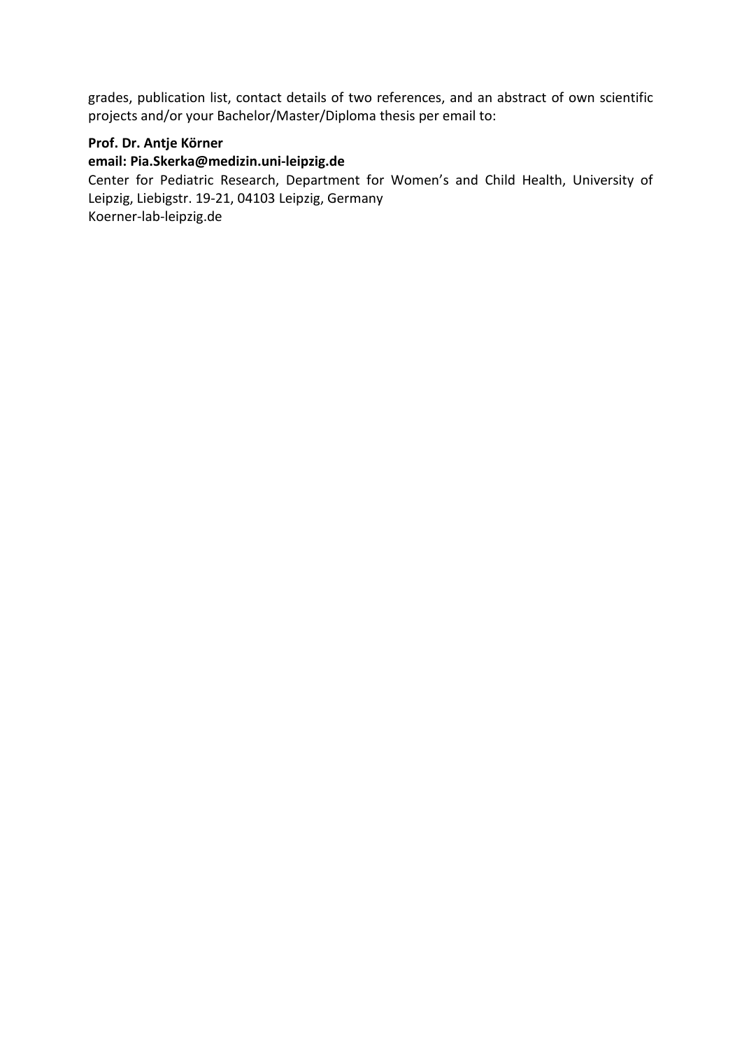grades, publication list, contact details of two references, and an abstract of own scientific projects and/or your Bachelor/Master/Diploma thesis per email to:

**Prof. Dr. Antje Körner**
**email: Pia.Skerka@medizin.uni-leipzig.de**
Center for Pediatric Research, Department for Women's and Child Health, University of Leipzig, Liebigstr. 19-21, 04103 Leipzig, Germany
Koerner-lab-leipzig.de